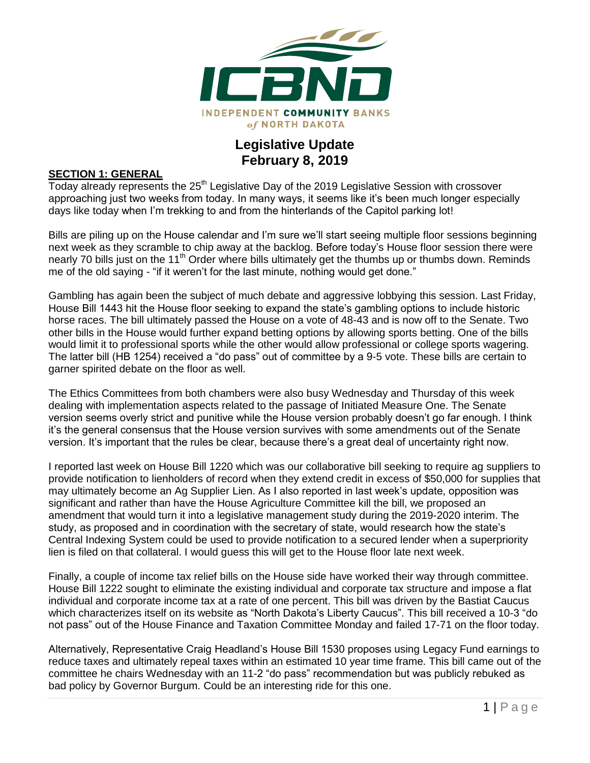ICBND

INDEPENDENT COMMUNITY BANKS of NORTH DAKOTA

# Legislative Update
# February 8, 2019

## SECTION 1: GENERAL

Today already represents the 25th Legislative Day of the 2019 Legislative Session with crossover approaching just two weeks from today. In many ways, it seems like it's been much longer especially days like today when I'm trekking to and from the hinterlands of the Capitol parking lot!

Bills are piling up on the House calendar and I'm sure we'll start seeing multiple floor sessions beginning next week as they scramble to chip away at the backlog. Before today's House floor session there were nearly 70 bills just on the 11th Order where bills ultimately get the thumbs up or thumbs down. Reminds me of the old saying - "if it weren't for the last minute, nothing would get done."

Gambling has again been the subject of much debate and aggressive lobbying this session. Last Friday, House Bill 1443 hit the House floor seeking to expand the state's gambling options to include historic horse races. The bill ultimately passed the House on a vote of 48-43 and is now off to the Senate. Two other bills in the House would further expand betting options by allowing sports betting. One of the bills would limit it to professional sports while the other would allow professional or college sports wagering. The latter bill (HB 1254) received a "do pass" out of committee by a 9-5 vote. These bills are certain to garner spirited debate on the floor as well.

The Ethics Committees from both chambers were also busy Wednesday and Thursday of this week dealing with implementation aspects related to the passage of Initiated Measure One. The Senate version seems overly strict and punitive while the House version probably doesn't go far enough. I think it's the general consensus that the House version survives with some amendments out of the Senate version. It's important that the rules be clear, because there's a great deal of uncertainty right now.

I reported last week on House Bill 1220 which was our collaborative bill seeking to require ag suppliers to provide notification to lienholders of record when they extend credit in excess of $50,000 for supplies that may ultimately become an Ag Supplier Lien. As I also reported in last week's update, opposition was significant and rather than have the House Agriculture Committee kill the bill, we proposed an amendment that would turn it into a legislative management study during the 2019-2020 interim. The study, as proposed and in coordination with the secretary of state, would research how the state's Central Indexing System could be used to provide notification to a secured lender when a superpriority lien is filed on that collateral. I would guess this will get to the House floor late next week.

Finally, a couple of income tax relief bills on the House side have worked their way through committee. House Bill 1222 sought to eliminate the existing individual and corporate tax structure and impose a flat individual and corporate income tax at a rate of one percent. This bill was driven by the Bastiat Caucus which characterizes itself on its website as "North Dakota's Liberty Caucus". This bill received a 10-3 "do not pass" out of the House Finance and Taxation Committee Monday and failed 17-71 on the floor today.

Alternatively, Representative Craig Headland's House Bill 1530 proposes using Legacy Fund earnings to reduce taxes and ultimately repeal taxes within an estimated 10 year time frame. This bill came out of the committee he chairs Wednesday with an 11-2 "do pass" recommendation but was publicly rebuked as bad policy by Governor Burgum. Could be an interesting ride for this one.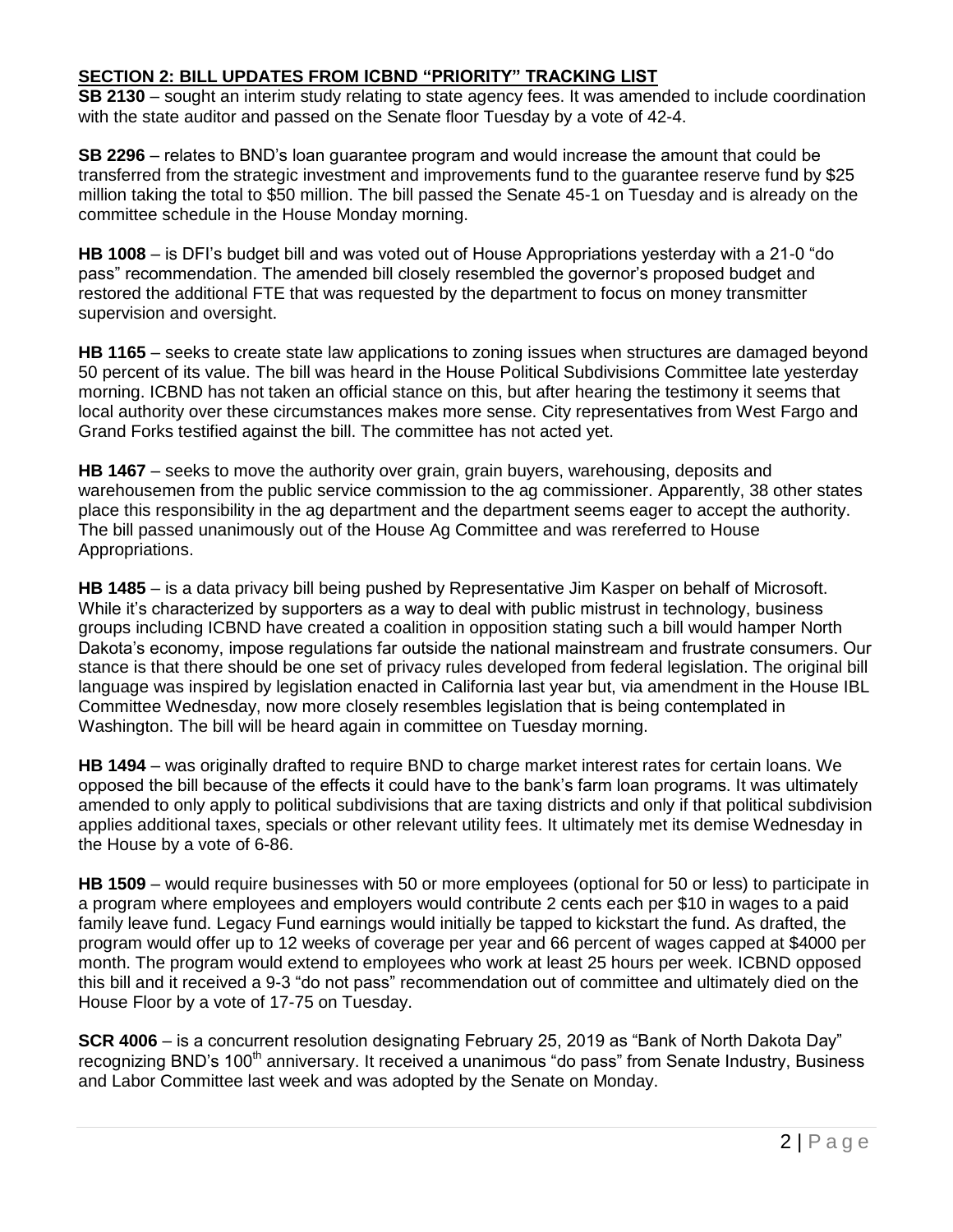## **SECTION 2: BILL UPDATES FROM ICBND "PRIORITY" TRACKING LIST**

**SB 2130** – sought an interim study relating to state agency fees. It was amended to include coordination with the state auditor and passed on the Senate floor Tuesday by a vote of 42-4.

**SB 2296** – relates to BND's loan guarantee program and would increase the amount that could be transferred from the strategic investment and improvements fund to the guarantee reserve fund by $25 million taking the total to $50 million. The bill passed the Senate 45-1 on Tuesday and is already on the committee schedule in the House Monday morning.

**HB 1008** – is DFI's budget bill and was voted out of House Appropriations yesterday with a 21-0 "do pass" recommendation. The amended bill closely resembled the governor's proposed budget and restored the additional FTE that was requested by the department to focus on money transmitter supervision and oversight.

**HB 1165** – seeks to create state law applications to zoning issues when structures are damaged beyond 50 percent of its value. The bill was heard in the House Political Subdivisions Committee late yesterday morning. ICBND has not taken an official stance on this, but after hearing the testimony it seems that local authority over these circumstances makes more sense. City representatives from West Fargo and Grand Forks testified against the bill. The committee has not acted yet.

**HB 1467** – seeks to move the authority over grain, grain buyers, warehousing, deposits and warehousemen from the public service commission to the ag commissioner. Apparently, 38 other states place this responsibility in the ag department and the department seems eager to accept the authority. The bill passed unanimously out of the House Ag Committee and was rereferred to House Appropriations.

**HB 1485** – is a data privacy bill being pushed by Representative Jim Kasper on behalf of Microsoft. While it's characterized by supporters as a way to deal with public mistrust in technology, business groups including ICBND have created a coalition in opposition stating such a bill would hamper North Dakota's economy, impose regulations far outside the national mainstream and frustrate consumers. Our stance is that there should be one set of privacy rules developed from federal legislation. The original bill language was inspired by legislation enacted in California last year but, via amendment in the House IBL Committee Wednesday, now more closely resembles legislation that is being contemplated in Washington. The bill will be heard again in committee on Tuesday morning.

**HB 1494** – was originally drafted to require BND to charge market interest rates for certain loans. We opposed the bill because of the effects it could have to the bank's farm loan programs. It was ultimately amended to only apply to political subdivisions that are taxing districts and only if that political subdivision applies additional taxes, specials or other relevant utility fees. It ultimately met its demise Wednesday in the House by a vote of 6-86.

**HB 1509** – would require businesses with 50 or more employees (optional for 50 or less) to participate in a program where employees and employers would contribute 2 cents each per $10 in wages to a paid family leave fund. Legacy Fund earnings would initially be tapped to kickstart the fund. As drafted, the program would offer up to 12 weeks of coverage per year and 66 percent of wages capped at $4000 per month. The program would extend to employees who work at least 25 hours per week. ICBND opposed this bill and it received a 9-3 "do not pass" recommendation out of committee and ultimately died on the House Floor by a vote of 17-75 on Tuesday.

**SCR 4006** – is a concurrent resolution designating February 25, 2019 as "Bank of North Dakota Day" recognizing BND's 100th anniversary. It received a unanimous "do pass" from Senate Industry, Business and Labor Committee last week and was adopted by the Senate on Monday.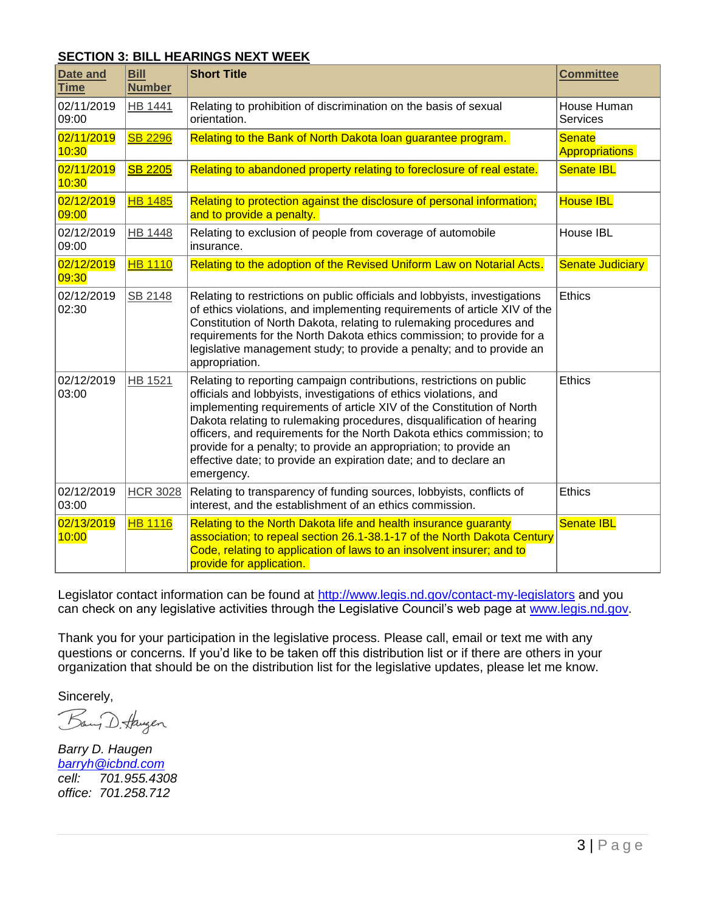## SECTION 3: BILL HEARINGS NEXT WEEK

| Date and Time | Bill Number | Short Title | Committee |
|---|---|---|---|
| 02/11/2019 09:00 | HB 1441 | Relating to prohibition of discrimination on the basis of sexual orientation. | House Human Services |
| 02/11/2019 10:30 | SB 2296 | Relating to the Bank of North Dakota loan guarantee program. | Senate Appropriations |
| 02/11/2019 10:30 | SB 2205 | Relating to abandoned property relating to foreclosure of real estate. | Senate IBL |
| 02/12/2019 09:00 | HB 1485 | Relating to protection against the disclosure of personal information; and to provide a penalty. | House IBL |
| 02/12/2019 09:00 | HB 1448 | Relating to exclusion of people from coverage of automobile insurance. | House IBL |
| 02/12/2019 09:30 | HB 1110 | Relating to the adoption of the Revised Uniform Law on Notarial Acts. | Senate Judiciary |
| 02/12/2019 02:30 | SB 2148 | Relating to restrictions on public officials and lobbyists, investigations of ethics violations, and implementing requirements of article XIV of the Constitution of North Dakota, relating to rulemaking procedures and requirements for the North Dakota ethics commission; to provide for a legislative management study; to provide a penalty; and to provide an appropriation. | Ethics |
| 02/12/2019 03:00 | HB 1521 | Relating to reporting campaign contributions, restrictions on public officials and lobbyists, investigations of ethics violations, and implementing requirements of article XIV of the Constitution of North Dakota relating to rulemaking procedures, disqualification of hearing officers, and requirements for the North Dakota ethics commission; to provide for a penalty; to provide an appropriation; to provide an effective date; to provide an expiration date; and to declare an emergency. | Ethics |
| 02/12/2019 03:00 | HCR 3028 | Relating to transparency of funding sources, lobbyists, conflicts of interest, and the establishment of an ethics commission. | Ethics |
| 02/13/2019 10:00 | HB 1116 | Relating to the North Dakota life and health insurance guaranty association; to repeal section 26.1-38.1-17 of the North Dakota Century Code, relating to application of laws to an insolvent insurer; and to provide for application. | Senate IBL |

Legislator contact information can be found at http://www.legis.nd.gov/contact-my-legislators and you can check on any legislative activities through the Legislative Council's web page at www.legis.nd.gov.

Thank you for your participation in the legislative process. Please call, email or text me with any questions or concerns. If you'd like to be taken off this distribution list or if there are others in your organization that should be on the distribution list for the legislative updates, please let me know.

Sincerely,

*Barry D. Haugen*
*barryh@icbnd.com*
*cell: 701.955.4308*
*office: 701.258.712*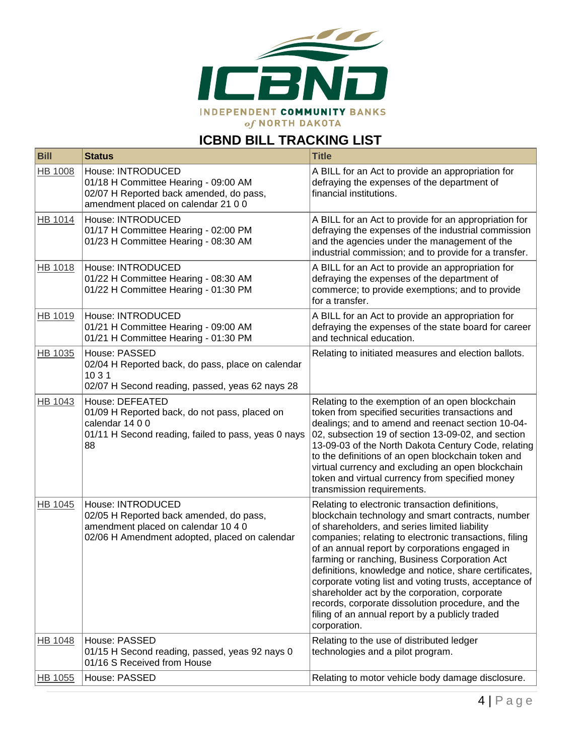# ICBND BILL TRACKING LIST

| Bill | Status | Title |
|---|---|---|
| HB 1008 | House: INTRODUCED<br>01/18 H Committee Hearing - 09:00 AM<br>02/07 H Reported back amended, do pass, amendment placed on calendar 21 0 0 | A BILL for an Act to provide an appropriation for defraying the expenses of the department of financial institutions. |
| HB 1014 | House: INTRODUCED<br>01/17 H Committee Hearing - 02:00 PM<br>01/23 H Committee Hearing - 08:30 AM | A BILL for an Act to provide for an appropriation for defraying the expenses of the industrial commission and the agencies under the management of the industrial commission; and to provide for a transfer. |
| HB 1018 | House: INTRODUCED<br>01/22 H Committee Hearing - 08:30 AM<br>01/22 H Committee Hearing - 01:30 PM | A BILL for an Act to provide an appropriation for defraying the expenses of the department of commerce; to provide exemptions; and to provide for a transfer. |
| HB 1019 | House: INTRODUCED<br>01/21 H Committee Hearing - 09:00 AM<br>01/21 H Committee Hearing - 01:30 PM | A BILL for an Act to provide an appropriation for defraying the expenses of the state board for career and technical education. |
| HB 1035 | House: PASSED<br>02/04 H Reported back, do pass, place on calendar 10 3 1<br>02/07 H Second reading, passed, yeas 62 nays 28 | Relating to initiated measures and election ballots. |
| HB 1043 | House: DEFEATED<br>01/09 H Reported back, do not pass, placed on calendar 14 0 0<br>01/11 H Second reading, failed to pass, yeas 0 nays 88 | Relating to the exemption of an open blockchain token from specified securities transactions and dealings; and to amend and reenact section 10-04-02, subsection 19 of section 13-09-02, and section 13-09-03 of the North Dakota Century Code, relating to the definitions of an open blockchain token and virtual currency and excluding an open blockchain token and virtual currency from specified money transmission requirements. |
| HB 1045 | House: INTRODUCED<br>02/05 H Reported back amended, do pass, amendment placed on calendar 10 4 0<br>02/06 H Amendment adopted, placed on calendar | Relating to electronic transaction definitions, blockchain technology and smart contracts, number of shareholders, and series limited liability companies; relating to electronic transactions, filing of an annual report by corporations engaged in farming or ranching, Business Corporation Act definitions, knowledge and notice, share certificates, corporate voting list and voting trusts, acceptance of shareholder act by the corporation, corporate records, corporate dissolution procedure, and the filing of an annual report by a publicly traded corporation. |
| HB 1048 | House: PASSED<br>01/15 H Second reading, passed, yeas 92 nays 0<br>01/16 S Received from House | Relating to the use of distributed ledger technologies and a pilot program. |
| HB 1055 | House: PASSED | Relating to motor vehicle body damage disclosure. |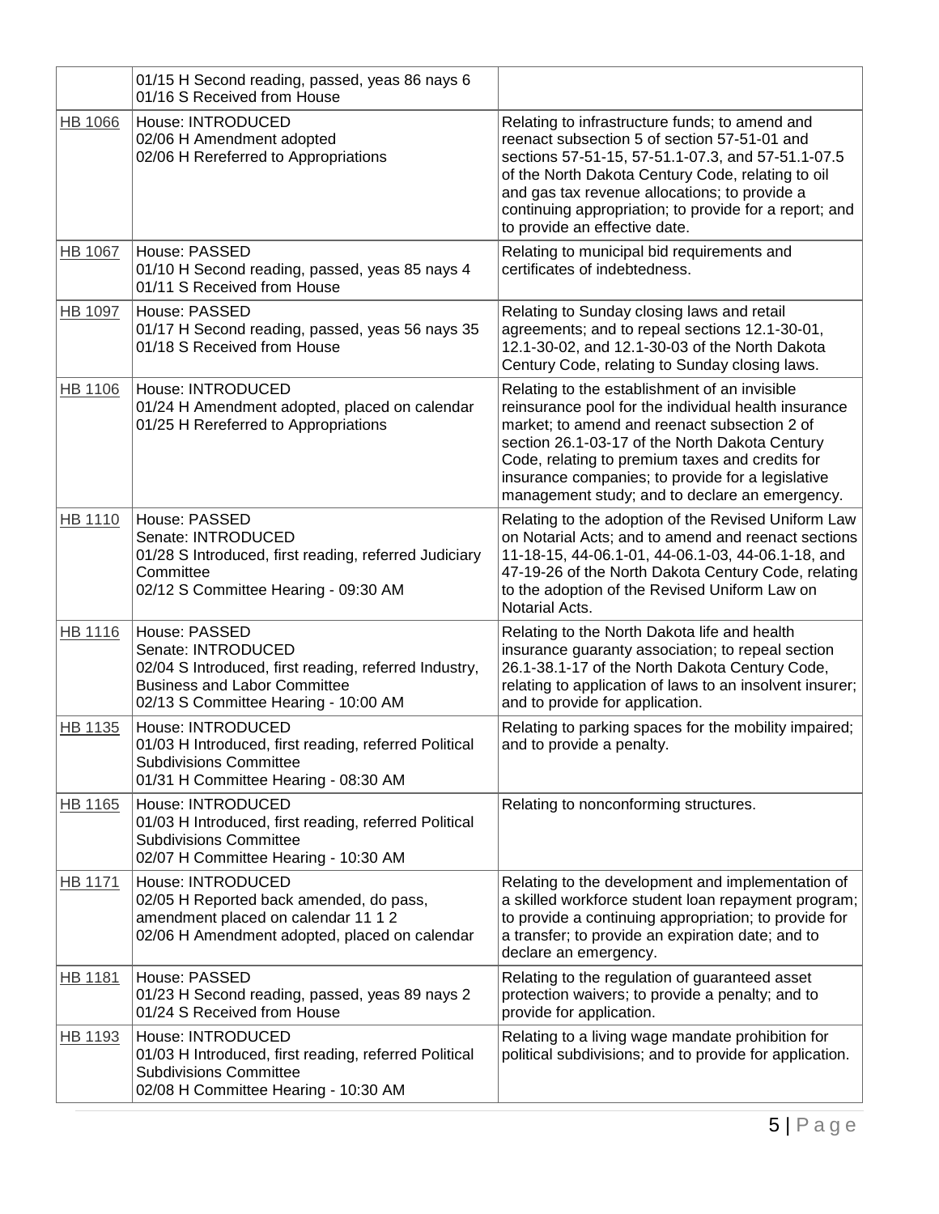| | | |
|---|---|---|
| | 01/15 H Second reading, passed, yeas 86 nays 6<br>01/16 S Received from House | |
| HB 1066 | House: INTRODUCED<br>02/06 H Amendment adopted<br>02/06 H Rereferred to Appropriations | Relating to infrastructure funds; to amend and reenact subsection 5 of section 57-51-01 and sections 57-51-15, 57-51.1-07.3, and 57-51.1-07.5 of the North Dakota Century Code, relating to oil and gas tax revenue allocations; to provide a continuing appropriation; to provide for a report; and to provide an effective date. |
| HB 1067 | House: PASSED<br>01/10 H Second reading, passed, yeas 85 nays 4<br>01/11 S Received from House | Relating to municipal bid requirements and certificates of indebtedness. |
| HB 1097 | House: PASSED<br>01/17 H Second reading, passed, yeas 56 nays 35<br>01/18 S Received from House | Relating to Sunday closing laws and retail agreements; and to repeal sections 12.1-30-01, 12.1-30-02, and 12.1-30-03 of the North Dakota Century Code, relating to Sunday closing laws. |
| HB 1106 | House: INTRODUCED<br>01/24 H Amendment adopted, placed on calendar<br>01/25 H Rereferred to Appropriations | Relating to the establishment of an invisible reinsurance pool for the individual health insurance market; to amend and reenact subsection 2 of section 26.1-03-17 of the North Dakota Century Code, relating to premium taxes and credits for insurance companies; to provide for a legislative management study; and to declare an emergency. |
| HB 1110 | House: PASSED<br>Senate: INTRODUCED<br>01/28 S Introduced, first reading, referred Judiciary Committee<br>02/12 S Committee Hearing - 09:30 AM | Relating to the adoption of the Revised Uniform Law on Notarial Acts; and to amend and reenact sections 11-18-15, 44-06.1-01, 44-06.1-03, 44-06.1-18, and 47-19-26 of the North Dakota Century Code, relating to the adoption of the Revised Uniform Law on Notarial Acts. |
| HB 1116 | House: PASSED<br>Senate: INTRODUCED<br>02/04 S Introduced, first reading, referred Industry, Business and Labor Committee<br>02/13 S Committee Hearing - 10:00 AM | Relating to the North Dakota life and health insurance guaranty association; to repeal section 26.1-38.1-17 of the North Dakota Century Code, relating to application of laws to an insolvent insurer; and to provide for application. |
| HB 1135 | House: INTRODUCED<br>01/03 H Introduced, first reading, referred Political Subdivisions Committee<br>01/31 H Committee Hearing - 08:30 AM | Relating to parking spaces for the mobility impaired; and to provide a penalty. |
| HB 1165 | House: INTRODUCED<br>01/03 H Introduced, first reading, referred Political Subdivisions Committee<br>02/07 H Committee Hearing - 10:30 AM | Relating to nonconforming structures. |
| HB 1171 | House: INTRODUCED<br>02/05 H Reported back amended, do pass, amendment placed on calendar 11 1 2<br>02/06 H Amendment adopted, placed on calendar | Relating to the development and implementation of a skilled workforce student loan repayment program; to provide a continuing appropriation; to provide for a transfer; to provide an expiration date; and to declare an emergency. |
| HB 1181 | House: PASSED<br>01/23 H Second reading, passed, yeas 89 nays 2<br>01/24 S Received from House | Relating to the regulation of guaranteed asset protection waivers; to provide a penalty; and to provide for application. |
| HB 1193 | House: INTRODUCED<br>01/03 H Introduced, first reading, referred Political Subdivisions Committee<br>02/08 H Committee Hearing - 10:30 AM | Relating to a living wage mandate prohibition for political subdivisions; and to provide for application. |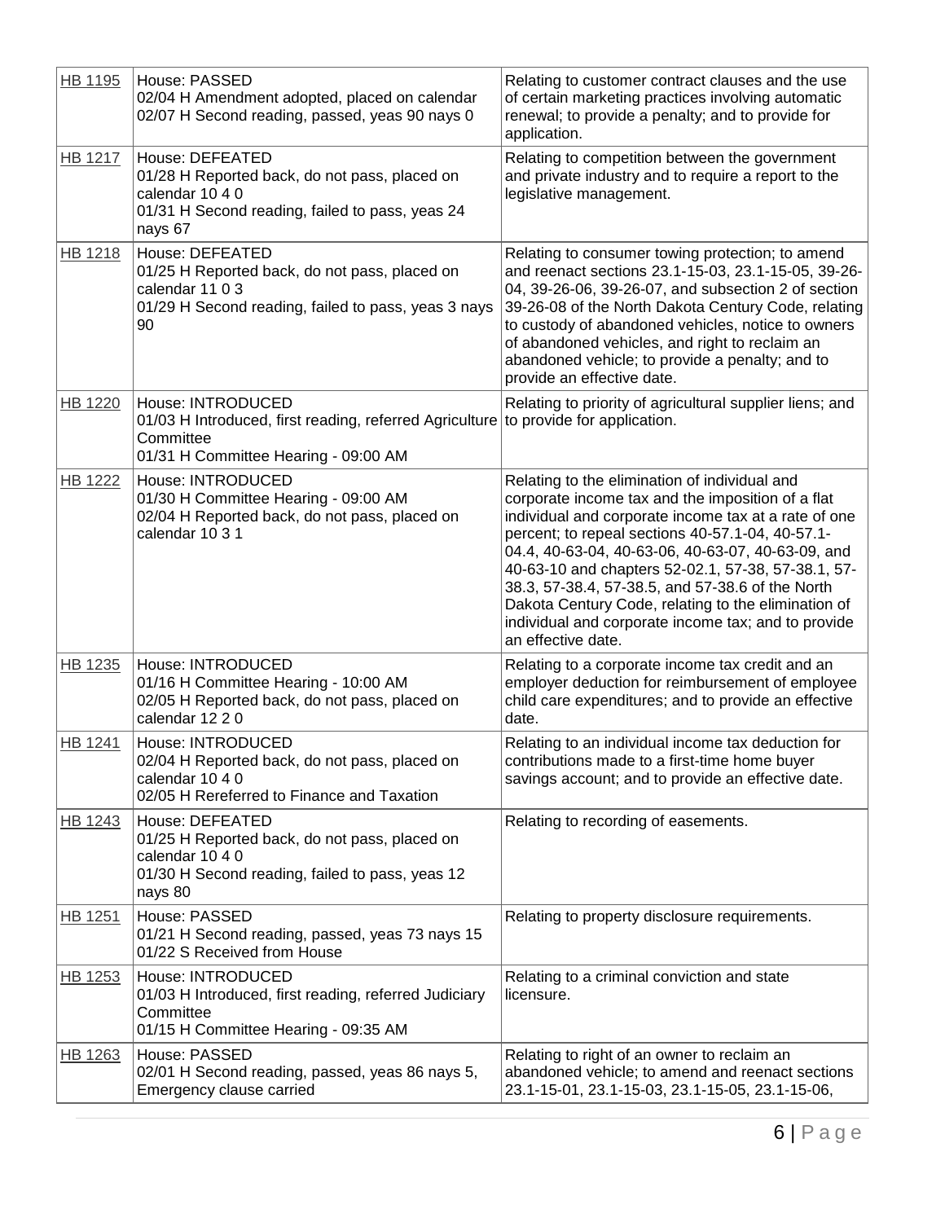| | | |
|---|---|---|
| HB 1195 | House: PASSED<br>02/04 H Amendment adopted, placed on calendar<br>02/07 H Second reading, passed, yeas 90 nays 0 | Relating to customer contract clauses and the use of certain marketing practices involving automatic renewal; to provide a penalty; and to provide for application. |
| HB 1217 | House: DEFEATED<br>01/28 H Reported back, do not pass, placed on calendar 10 4 0<br>01/31 H Second reading, failed to pass, yeas 24 nays 67 | Relating to competition between the government and private industry and to require a report to the legislative management. |
| HB 1218 | House: DEFEATED<br>01/25 H Reported back, do not pass, placed on calendar 11 0 3<br>01/29 H Second reading, failed to pass, yeas 3 nays 90 | Relating to consumer towing protection; to amend and reenact sections 23.1-15-03, 23.1-15-05, 39-26-04, 39-26-06, 39-26-07, and subsection 2 of section 39-26-08 of the North Dakota Century Code, relating to custody of abandoned vehicles, notice to owners of abandoned vehicles, and right to reclaim an abandoned vehicle; to provide a penalty; and to provide an effective date. |
| HB 1220 | House: INTRODUCED<br>01/03 H Introduced, first reading, referred Agriculture Committee<br>01/31 H Committee Hearing - 09:00 AM | Relating to priority of agricultural supplier liens; and to provide for application. |
| HB 1222 | House: INTRODUCED<br>01/30 H Committee Hearing - 09:00 AM<br>02/04 H Reported back, do not pass, placed on calendar 10 3 1 | Relating to the elimination of individual and corporate income tax and the imposition of a flat individual and corporate income tax at a rate of one percent; to repeal sections 40-57.1-04, 40-57.1-04.4, 40-63-04, 40-63-06, 40-63-07, 40-63-09, and 40-63-10 and chapters 52-02.1, 57-38, 57-38.1, 57-38.3, 57-38.4, 57-38.5, and 57-38.6 of the North Dakota Century Code, relating to the elimination of individual and corporate income tax; and to provide an effective date. |
| HB 1235 | House: INTRODUCED<br>01/16 H Committee Hearing - 10:00 AM<br>02/05 H Reported back, do not pass, placed on calendar 12 2 0 | Relating to a corporate income tax credit and an employer deduction for reimbursement of employee child care expenditures; and to provide an effective date. |
| HB 1241 | House: INTRODUCED<br>02/04 H Reported back, do not pass, placed on calendar 10 4 0<br>02/05 H Rereferred to Finance and Taxation | Relating to an individual income tax deduction for contributions made to a first-time home buyer savings account; and to provide an effective date. |
| HB 1243 | House: DEFEATED<br>01/25 H Reported back, do not pass, placed on calendar 10 4 0<br>01/30 H Second reading, failed to pass, yeas 12 nays 80 | Relating to recording of easements. |
| HB 1251 | House: PASSED<br>01/21 H Second reading, passed, yeas 73 nays 15<br>01/22 S Received from House | Relating to property disclosure requirements. |
| HB 1253 | House: INTRODUCED<br>01/03 H Introduced, first reading, referred Judiciary Committee<br>01/15 H Committee Hearing - 09:35 AM | Relating to a criminal conviction and state licensure. |
| HB 1263 | House: PASSED<br>02/01 H Second reading, passed, yeas 86 nays 5, Emergency clause carried | Relating to right of an owner to reclaim an abandoned vehicle; to amend and reenact sections 23.1-15-01, 23.1-15-03, 23.1-15-05, 23.1-15-06, |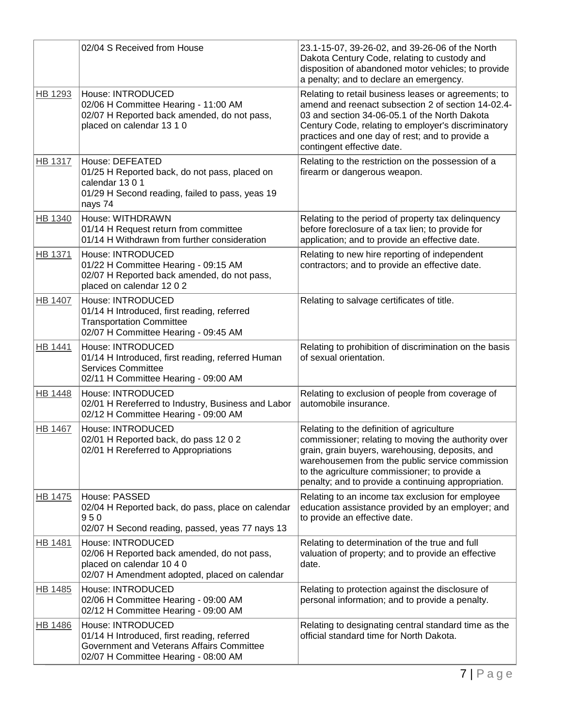| | | |
|---|---|---|
| | 02/04 S Received from House | 23.1-15-07, 39-26-02, and 39-26-06 of the North Dakota Century Code, relating to custody and disposition of abandoned motor vehicles; to provide a penalty; and to declare an emergency. |
| HB 1293 | House: INTRODUCED<br>02/06 H Committee Hearing - 11:00 AM<br>02/07 H Reported back amended, do not pass, placed on calendar 13 1 0 | Relating to retail business leases or agreements; to amend and reenact subsection 2 of section 14-02.4-03 and section 34-06-05.1 of the North Dakota Century Code, relating to employer's discriminatory practices and one day of rest; and to provide a contingent effective date. |
| HB 1317 | House: DEFEATED<br>01/25 H Reported back, do not pass, placed on calendar 13 0 1<br>01/29 H Second reading, failed to pass, yeas 19 nays 74 | Relating to the restriction on the possession of a firearm or dangerous weapon. |
| HB 1340 | House: WITHDRAWN<br>01/14 H Request return from committee<br>01/14 H Withdrawn from further consideration | Relating to the period of property tax delinquency before foreclosure of a tax lien; to provide for application; and to provide an effective date. |
| HB 1371 | House: INTRODUCED<br>01/22 H Committee Hearing - 09:15 AM<br>02/07 H Reported back amended, do not pass, placed on calendar 12 0 2 | Relating to new hire reporting of independent contractors; and to provide an effective date. |
| HB 1407 | House: INTRODUCED<br>01/14 H Introduced, first reading, referred Transportation Committee<br>02/07 H Committee Hearing - 09:45 AM | Relating to salvage certificates of title. |
| HB 1441 | House: INTRODUCED<br>01/14 H Introduced, first reading, referred Human Services Committee<br>02/11 H Committee Hearing - 09:00 AM | Relating to prohibition of discrimination on the basis of sexual orientation. |
| HB 1448 | House: INTRODUCED<br>02/01 H Rereferred to Industry, Business and Labor<br>02/12 H Committee Hearing - 09:00 AM | Relating to exclusion of people from coverage of automobile insurance. |
| HB 1467 | House: INTRODUCED<br>02/01 H Reported back, do pass 12 0 2<br>02/01 H Rereferred to Appropriations | Relating to the definition of agriculture commissioner; relating to moving the authority over grain, grain buyers, warehousing, deposits, and warehousemen from the public service commission to the agriculture commissioner; to provide a penalty; and to provide a continuing appropriation. |
| HB 1475 | House: PASSED<br>02/04 H Reported back, do pass, place on calendar 9 5 0<br>02/07 H Second reading, passed, yeas 77 nays 13 | Relating to an income tax exclusion for employee education assistance provided by an employer; and to provide an effective date. |
| HB 1481 | House: INTRODUCED<br>02/06 H Reported back amended, do not pass, placed on calendar 10 4 0<br>02/07 H Amendment adopted, placed on calendar | Relating to determination of the true and full valuation of property; and to provide an effective date. |
| HB 1485 | House: INTRODUCED<br>02/06 H Committee Hearing - 09:00 AM<br>02/12 H Committee Hearing - 09:00 AM | Relating to protection against the disclosure of personal information; and to provide a penalty. |
| HB 1486 | House: INTRODUCED<br>01/14 H Introduced, first reading, referred Government and Veterans Affairs Committee<br>02/07 H Committee Hearing - 08:00 AM | Relating to designating central standard time as the official standard time for North Dakota. |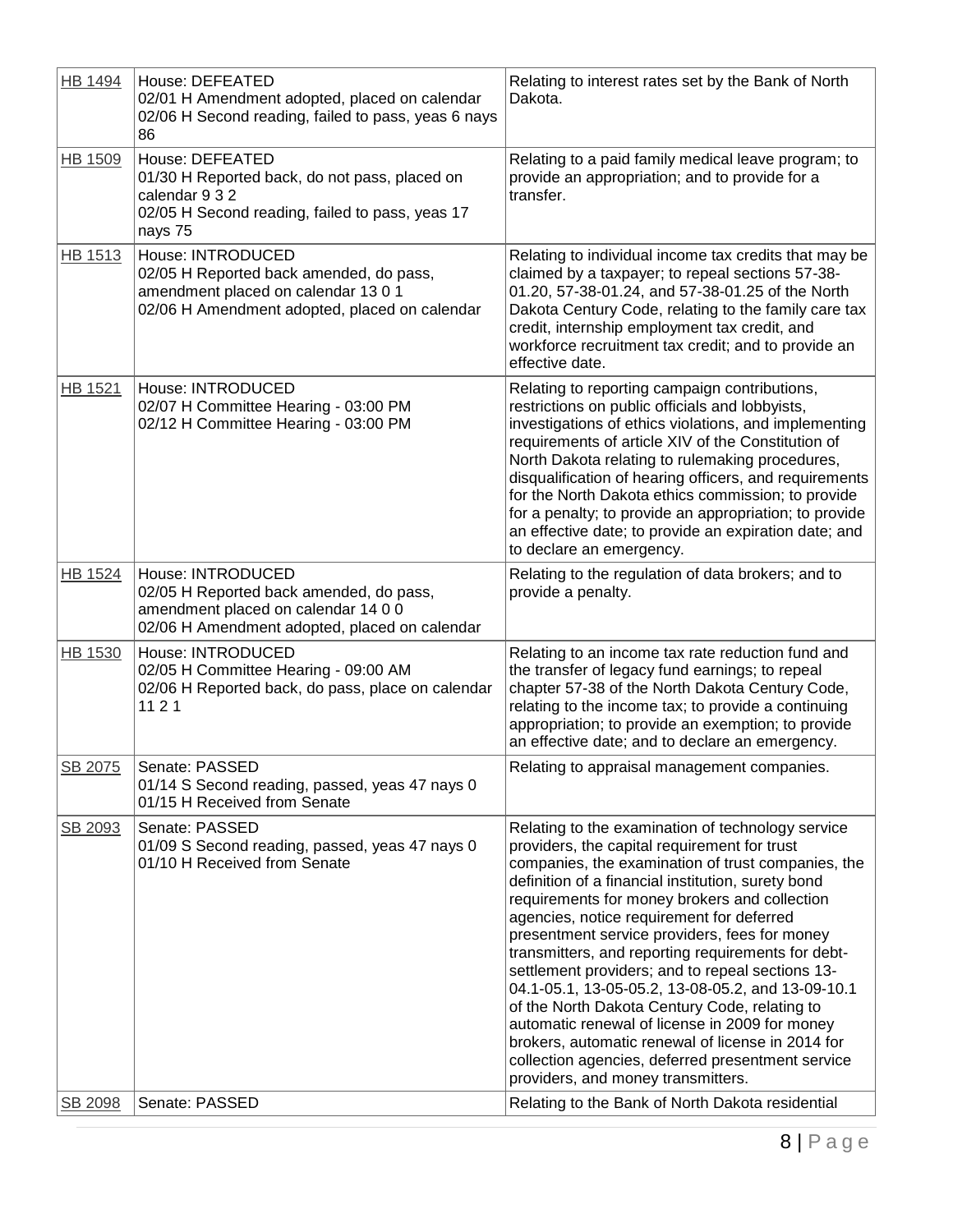| | | |
|---|---|---|
| HB 1494 | House: DEFEATED<br>02/01 H Amendment adopted, placed on calendar<br>02/06 H Second reading, failed to pass, yeas 6 nays 86 | Relating to interest rates set by the Bank of North Dakota. |
| HB 1509 | House: DEFEATED<br>01/30 H Reported back, do not pass, placed on calendar 9 3 2<br>02/05 H Second reading, failed to pass, yeas 17 nays 75 | Relating to a paid family medical leave program; to provide an appropriation; and to provide for a transfer. |
| HB 1513 | House: INTRODUCED<br>02/05 H Reported back amended, do pass, amendment placed on calendar 13 0 1<br>02/06 H Amendment adopted, placed on calendar | Relating to individual income tax credits that may be claimed by a taxpayer; to repeal sections 57-38-01.20, 57-38-01.24, and 57-38-01.25 of the North Dakota Century Code, relating to the family care tax credit, internship employment tax credit, and workforce recruitment tax credit; and to provide an effective date. |
| HB 1521 | House: INTRODUCED<br>02/07 H Committee Hearing - 03:00 PM<br>02/12 H Committee Hearing - 03:00 PM | Relating to reporting campaign contributions, restrictions on public officials and lobbyists, investigations of ethics violations, and implementing requirements of article XIV of the Constitution of North Dakota relating to rulemaking procedures, disqualification of hearing officers, and requirements for the North Dakota ethics commission; to provide for a penalty; to provide an appropriation; to provide an effective date; to provide an expiration date; and to declare an emergency. |
| HB 1524 | House: INTRODUCED<br>02/05 H Reported back amended, do pass, amendment placed on calendar 14 0 0<br>02/06 H Amendment adopted, placed on calendar | Relating to the regulation of data brokers; and to provide a penalty. |
| HB 1530 | House: INTRODUCED<br>02/05 H Committee Hearing - 09:00 AM<br>02/06 H Reported back, do pass, place on calendar 11 2 1 | Relating to an income tax rate reduction fund and the transfer of legacy fund earnings; to repeal chapter 57-38 of the North Dakota Century Code, relating to the income tax; to provide a continuing appropriation; to provide an exemption; to provide an effective date; and to declare an emergency. |
| SB 2075 | Senate: PASSED<br>01/14 S Second reading, passed, yeas 47 nays 0<br>01/15 H Received from Senate | Relating to appraisal management companies. |
| SB 2093 | Senate: PASSED<br>01/09 S Second reading, passed, yeas 47 nays 0<br>01/10 H Received from Senate | Relating to the examination of technology service providers, the capital requirement for trust companies, the examination of trust companies, the definition of a financial institution, surety bond requirements for money brokers and collection agencies, notice requirement for deferred presentment service providers, fees for money transmitters, and reporting requirements for debt-settlement providers; and to repeal sections 13-04.1-05.1, 13-05-05.2, 13-08-05.2, and 13-09-10.1 of the North Dakota Century Code, relating to automatic renewal of license in 2009 for money brokers, automatic renewal of license in 2014 for collection agencies, deferred presentment service providers, and money transmitters. |
| SB 2098 | Senate: PASSED | Relating to the Bank of North Dakota residential |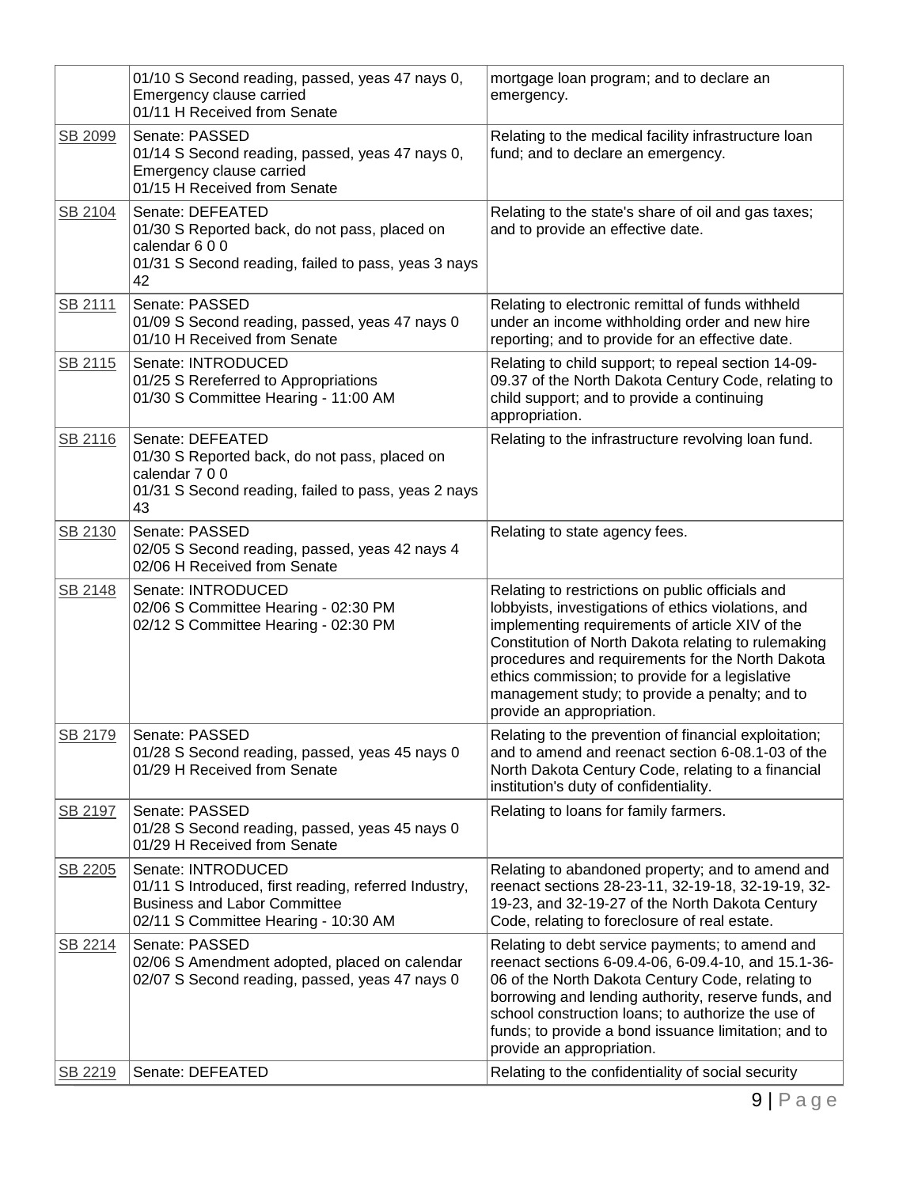| | | |
|---|---|---|
| | 01/10 S Second reading, passed, yeas 47 nays 0, Emergency clause carried<br>01/11 H Received from Senate | mortgage loan program; and to declare an emergency. |
| SB 2099 | Senate: PASSED<br>01/14 S Second reading, passed, yeas 47 nays 0, Emergency clause carried<br>01/15 H Received from Senate | Relating to the medical facility infrastructure loan fund; and to declare an emergency. |
| SB 2104 | Senate: DEFEATED<br>01/30 S Reported back, do not pass, placed on calendar 6 0 0<br>01/31 S Second reading, failed to pass, yeas 3 nays 42 | Relating to the state's share of oil and gas taxes; and to provide an effective date. |
| SB 2111 | Senate: PASSED<br>01/09 S Second reading, passed, yeas 47 nays 0<br>01/10 H Received from Senate | Relating to electronic remittal of funds withheld under an income withholding order and new hire reporting; and to provide for an effective date. |
| SB 2115 | Senate: INTRODUCED<br>01/25 S Rereferred to Appropriations<br>01/30 S Committee Hearing - 11:00 AM | Relating to child support; to repeal section 14-09-09.37 of the North Dakota Century Code, relating to child support; and to provide a continuing appropriation. |
| SB 2116 | Senate: DEFEATED<br>01/30 S Reported back, do not pass, placed on calendar 7 0 0<br>01/31 S Second reading, failed to pass, yeas 2 nays 43 | Relating to the infrastructure revolving loan fund. |
| SB 2130 | Senate: PASSED<br>02/05 S Second reading, passed, yeas 42 nays 4<br>02/06 H Received from Senate | Relating to state agency fees. |
| SB 2148 | Senate: INTRODUCED<br>02/06 S Committee Hearing - 02:30 PM<br>02/12 S Committee Hearing - 02:30 PM | Relating to restrictions on public officials and lobbyists, investigations of ethics violations, and implementing requirements of article XIV of the Constitution of North Dakota relating to rulemaking procedures and requirements for the North Dakota ethics commission; to provide for a legislative management study; to provide a penalty; and to provide an appropriation. |
| SB 2179 | Senate: PASSED<br>01/28 S Second reading, passed, yeas 45 nays 0<br>01/29 H Received from Senate | Relating to the prevention of financial exploitation; and to amend and reenact section 6-08.1-03 of the North Dakota Century Code, relating to a financial institution's duty of confidentiality. |
| SB 2197 | Senate: PASSED<br>01/28 S Second reading, passed, yeas 45 nays 0<br>01/29 H Received from Senate | Relating to loans for family farmers. |
| SB 2205 | Senate: INTRODUCED<br>01/11 S Introduced, first reading, referred Industry, Business and Labor Committee<br>02/11 S Committee Hearing - 10:30 AM | Relating to abandoned property; and to amend and reenact sections 28-23-11, 32-19-18, 32-19-19, 32-19-23, and 32-19-27 of the North Dakota Century Code, relating to foreclosure of real estate. |
| SB 2214 | Senate: PASSED<br>02/06 S Amendment adopted, placed on calendar<br>02/07 S Second reading, passed, yeas 47 nays 0 | Relating to debt service payments; to amend and reenact sections 6-09.4-06, 6-09.4-10, and 15.1-36-06 of the North Dakota Century Code, relating to borrowing and lending authority, reserve funds, and school construction loans; to authorize the use of funds; to provide a bond issuance limitation; and to provide an appropriation. |
| SB 2219 | Senate: DEFEATED | Relating to the confidentiality of social security |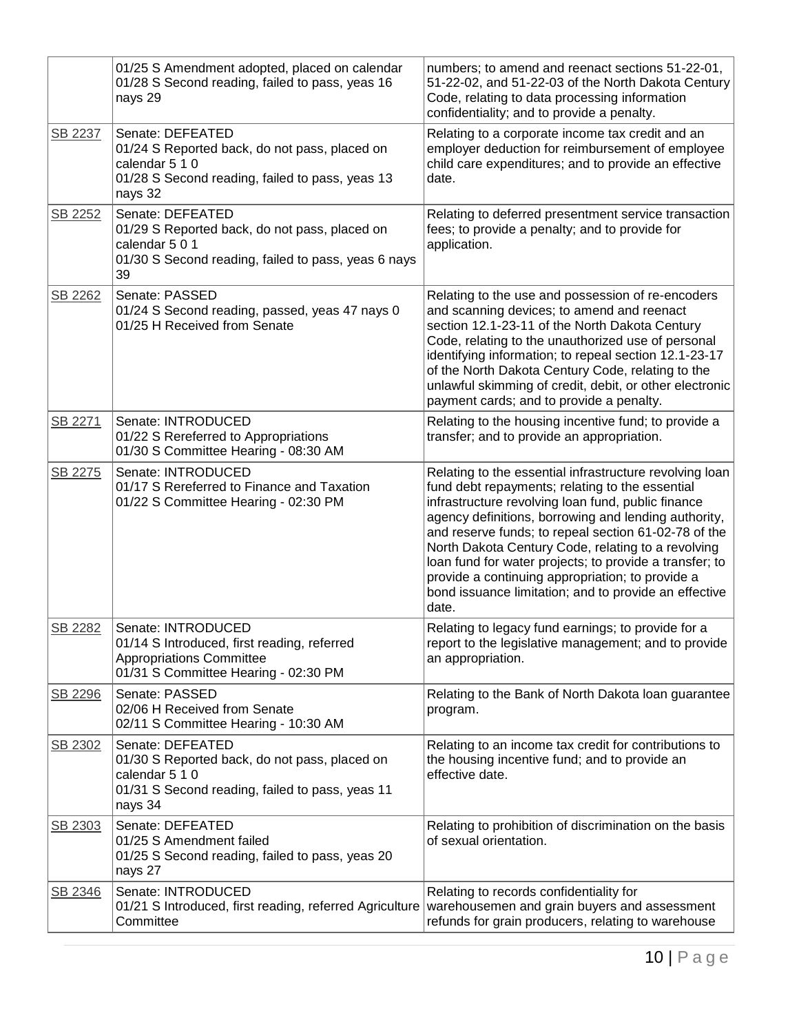| | | |
|---|---|---|
| | 01/25 S Amendment adopted, placed on calendar<br>01/28 S Second reading, failed to pass, yeas 16 nays 29 | numbers; to amend and reenact sections 51-22-01, 51-22-02, and 51-22-03 of the North Dakota Century Code, relating to data processing information confidentiality; and to provide a penalty. |
| SB 2237 | Senate: DEFEATED<br>01/24 S Reported back, do not pass, placed on calendar 5 1 0<br>01/28 S Second reading, failed to pass, yeas 13 nays 32 | Relating to a corporate income tax credit and an employer deduction for reimbursement of employee child care expenditures; and to provide an effective date. |
| SB 2252 | Senate: DEFEATED<br>01/29 S Reported back, do not pass, placed on calendar 5 0 1<br>01/30 S Second reading, failed to pass, yeas 6 nays 39 | Relating to deferred presentment service transaction fees; to provide a penalty; and to provide for application. |
| SB 2262 | Senate: PASSED<br>01/24 S Second reading, passed, yeas 47 nays 0<br>01/25 H Received from Senate | Relating to the use and possession of re-encoders and scanning devices; to amend and reenact section 12.1-23-11 of the North Dakota Century Code, relating to the unauthorized use of personal identifying information; to repeal section 12.1-23-17 of the North Dakota Century Code, relating to the unlawful skimming of credit, debit, or other electronic payment cards; and to provide a penalty. |
| SB 2271 | Senate: INTRODUCED<br>01/22 S Rereferred to Appropriations<br>01/30 S Committee Hearing - 08:30 AM | Relating to the housing incentive fund; to provide a transfer; and to provide an appropriation. |
| SB 2275 | Senate: INTRODUCED<br>01/17 S Rereferred to Finance and Taxation<br>01/22 S Committee Hearing - 02:30 PM | Relating to the essential infrastructure revolving loan fund debt repayments; relating to the essential infrastructure revolving loan fund, public finance agency definitions, borrowing and lending authority, and reserve funds; to repeal section 61-02-78 of the North Dakota Century Code, relating to a revolving loan fund for water projects; to provide a transfer; to provide a continuing appropriation; to provide a bond issuance limitation; and to provide an effective date. |
| SB 2282 | Senate: INTRODUCED<br>01/14 S Introduced, first reading, referred Appropriations Committee<br>01/31 S Committee Hearing - 02:30 PM | Relating to legacy fund earnings; to provide for a report to the legislative management; and to provide an appropriation. |
| SB 2296 | Senate: PASSED<br>02/06 H Received from Senate<br>02/11 S Committee Hearing - 10:30 AM | Relating to the Bank of North Dakota loan guarantee program. |
| SB 2302 | Senate: DEFEATED<br>01/30 S Reported back, do not pass, placed on calendar 5 1 0<br>01/31 S Second reading, failed to pass, yeas 11 nays 34 | Relating to an income tax credit for contributions to the housing incentive fund; and to provide an effective date. |
| SB 2303 | Senate: DEFEATED<br>01/25 S Amendment failed<br>01/25 S Second reading, failed to pass, yeas 20 nays 27 | Relating to prohibition of discrimination on the basis of sexual orientation. |
| SB 2346 | Senate: INTRODUCED<br>01/21 S Introduced, first reading, referred Agriculture Committee | Relating to records confidentiality for warehousemen and grain buyers and assessment refunds for grain producers, relating to warehouse |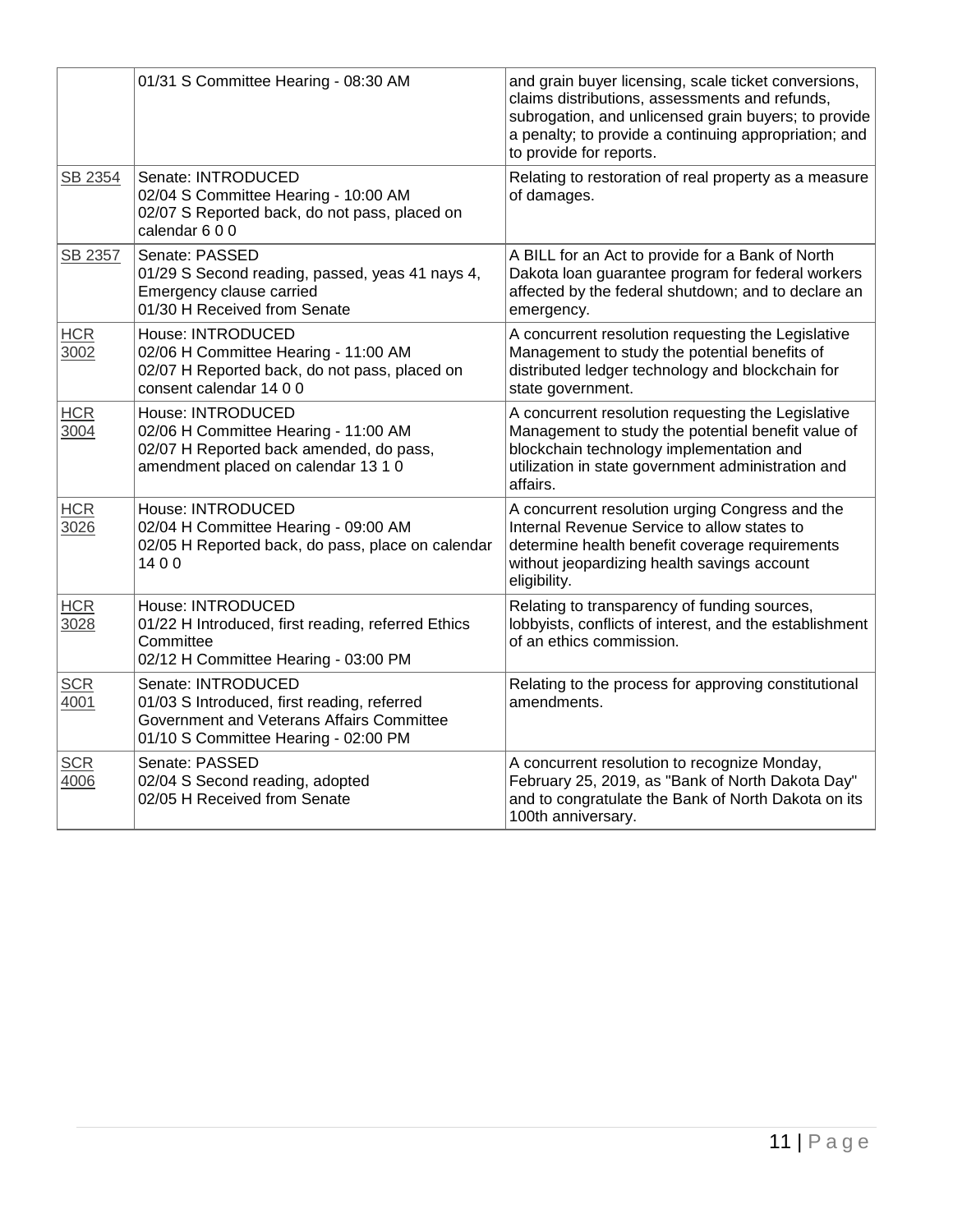| | | |
|---|---|---|
| | 01/31 S Committee Hearing - 08:30 AM | and grain buyer licensing, scale ticket conversions, claims distributions, assessments and refunds, subrogation, and unlicensed grain buyers; to provide a penalty; to provide a continuing appropriation; and to provide for reports. |
| SB 2354 | Senate: INTRODUCED<br>02/04 S Committee Hearing - 10:00 AM<br>02/07 S Reported back, do not pass, placed on calendar 6 0 0 | Relating to restoration of real property as a measure of damages. |
| SB 2357 | Senate: PASSED<br>01/29 S Second reading, passed, yeas 41 nays 4, Emergency clause carried<br>01/30 H Received from Senate | A BILL for an Act to provide for a Bank of North Dakota loan guarantee program for federal workers affected by the federal shutdown; and to declare an emergency. |
| HCR 3002 | House: INTRODUCED<br>02/06 H Committee Hearing - 11:00 AM<br>02/07 H Reported back, do not pass, placed on consent calendar 14 0 0 | A concurrent resolution requesting the Legislative Management to study the potential benefits of distributed ledger technology and blockchain for state government. |
| HCR 3004 | House: INTRODUCED<br>02/06 H Committee Hearing - 11:00 AM<br>02/07 H Reported back amended, do pass, amendment placed on calendar 13 1 0 | A concurrent resolution requesting the Legislative Management to study the potential benefit value of blockchain technology implementation and utilization in state government administration and affairs. |
| HCR 3026 | House: INTRODUCED<br>02/04 H Committee Hearing - 09:00 AM<br>02/05 H Reported back, do pass, place on calendar 14 0 0 | A concurrent resolution urging Congress and the Internal Revenue Service to allow states to determine health benefit coverage requirements without jeopardizing health savings account eligibility. |
| HCR 3028 | House: INTRODUCED<br>01/22 H Introduced, first reading, referred Ethics Committee<br>02/12 H Committee Hearing - 03:00 PM | Relating to transparency of funding sources, lobbyists, conflicts of interest, and the establishment of an ethics commission. |
| SCR 4001 | Senate: INTRODUCED<br>01/03 S Introduced, first reading, referred Government and Veterans Affairs Committee<br>01/10 S Committee Hearing - 02:00 PM | Relating to the process for approving constitutional amendments. |
| SCR 4006 | Senate: PASSED<br>02/04 S Second reading, adopted<br>02/05 H Received from Senate | A concurrent resolution to recognize Monday, February 25, 2019, as "Bank of North Dakota Day" and to congratulate the Bank of North Dakota on its 100th anniversary. |